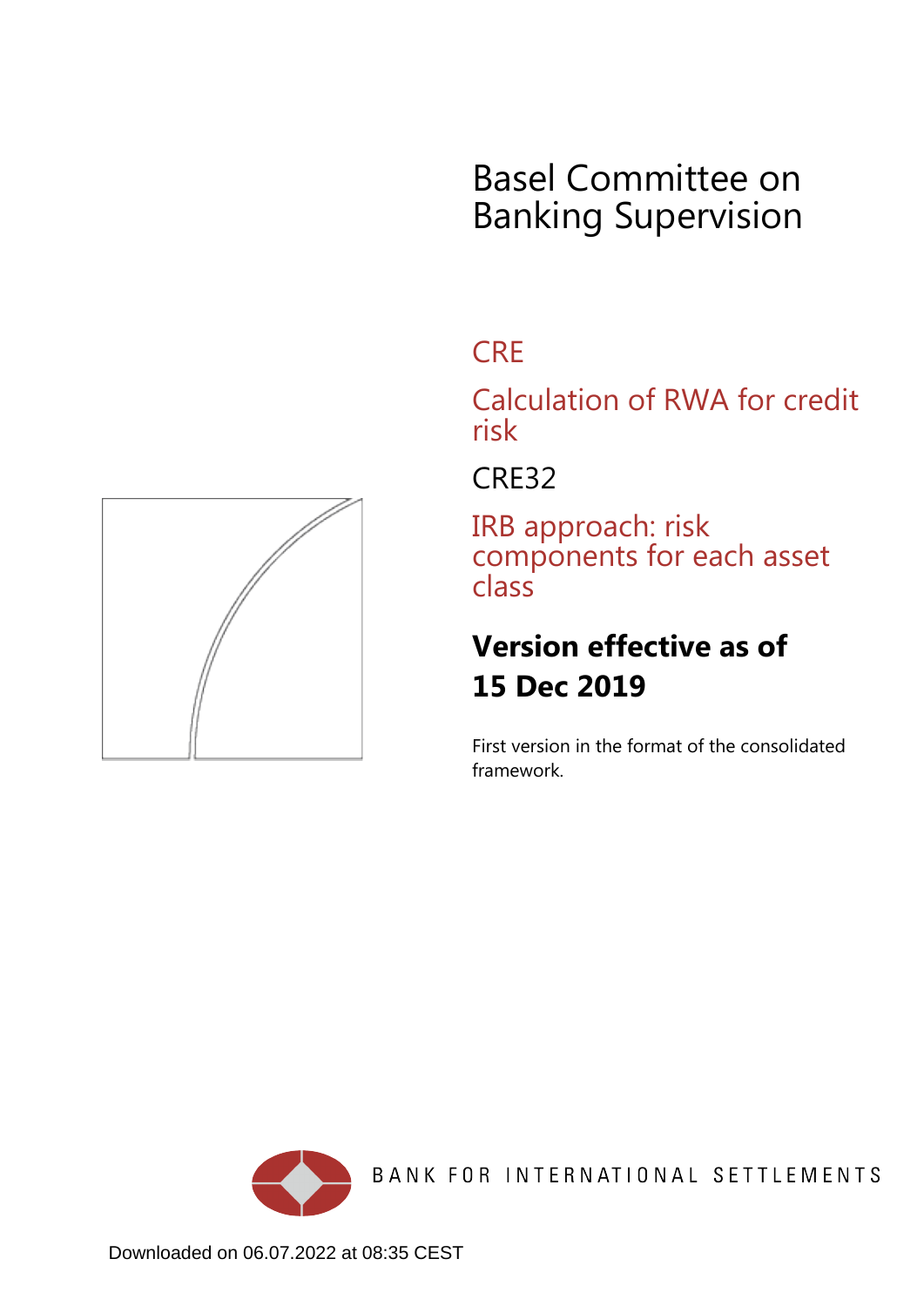# Basel Committee on Banking Supervision

## CRE

## Calculation of RWA for credit risk

## CRE32

## IRB approach: risk components for each asset class

**Version effective as of 15 Dec 2019**

First version in the format of the consolidated framework.

BANK FOR INTERNATIONAL SETTLEMENTS

Downloaded on 06.07.2022 at 08:35 CEST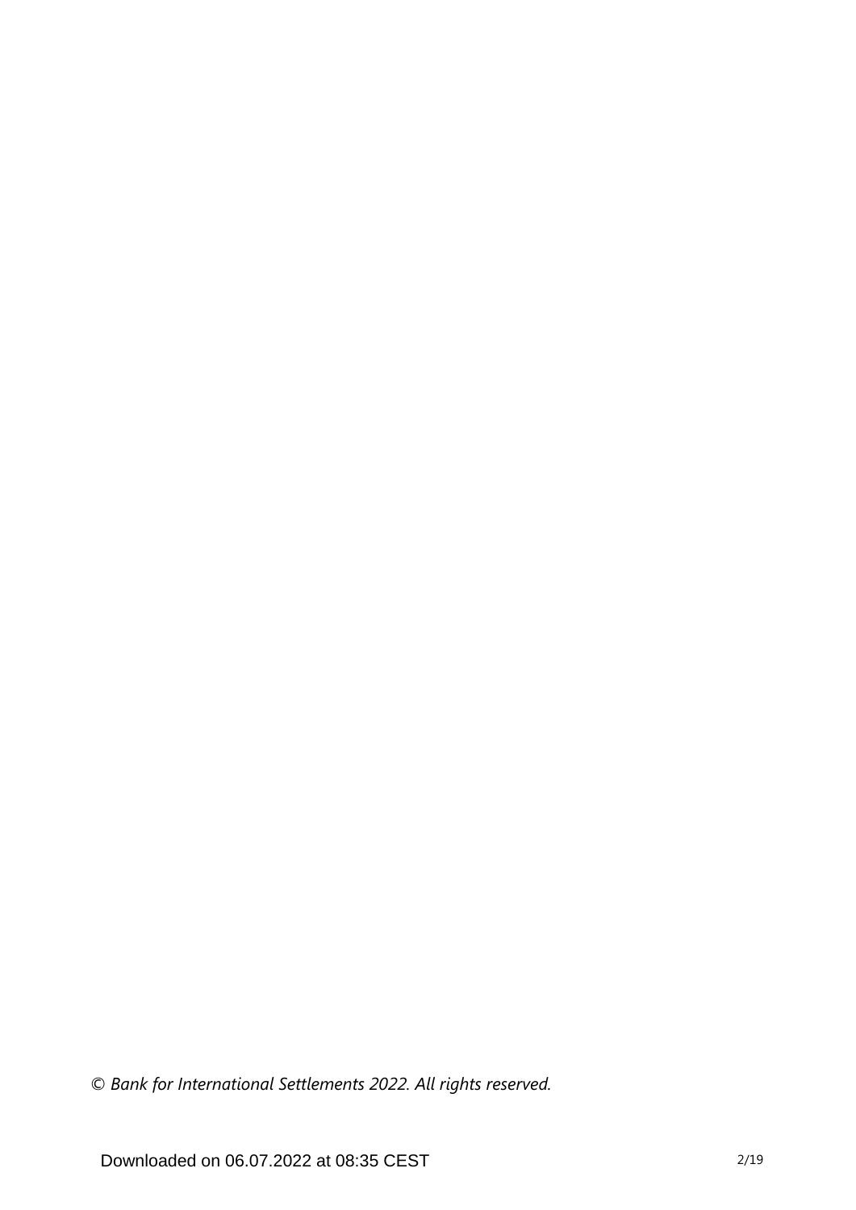*© Bank for International Settlements 2022. All rights reserved.*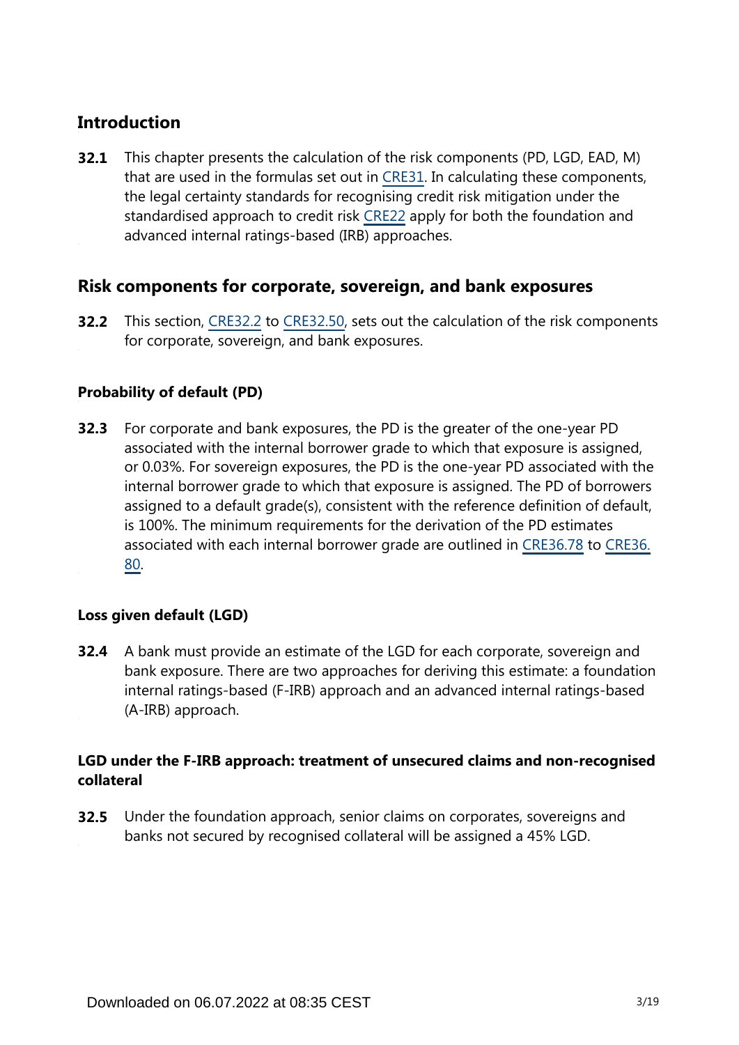## Introduction

**32.1** This chapter presents the calculation of the risk components (PD, LGD, EAD, M) that are used in the formulas set out in CRE31. In calculating these components, the legal certainty standards for recognising credit risk mitigation under the standardised approach to credit risk CRE22 apply for both the foundation and advanced internal ratings-based (IRB) approaches.

## Risk components for corporate, sovereign, and bank exposures

**32.2** This section, CRE32.2 to CRE32.50, sets out the calculation of the risk components for corporate, sovereign, and bank exposures.

### Probability of default (PD)

**32.3** For corporate and bank exposures, the PD is the greater of the one-year PD associated with the internal borrower grade to which that exposure is assigned, or 0.03%. For sovereign exposures, the PD is the one-year PD associated with the internal borrower grade to which that exposure is assigned. The PD of borrowers assigned to a default grade(s), consistent with the reference definition of default, is 100%. The minimum requirements for the derivation of the PD estimates associated with each internal borrower grade are outlined in CRE36.78 to CRE36.80.

### Loss given default (LGD)

**32.4** A bank must provide an estimate of the LGD for each corporate, sovereign and bank exposure. There are two approaches for deriving this estimate: a foundation internal ratings-based (F-IRB) approach and an advanced internal ratings-based (A-IRB) approach.

### LGD under the F-IRB approach: treatment of unsecured claims and non-recognised collateral

**32.5** Under the foundation approach, senior claims on corporates, sovereigns and banks not secured by recognised collateral will be assigned a 45% LGD.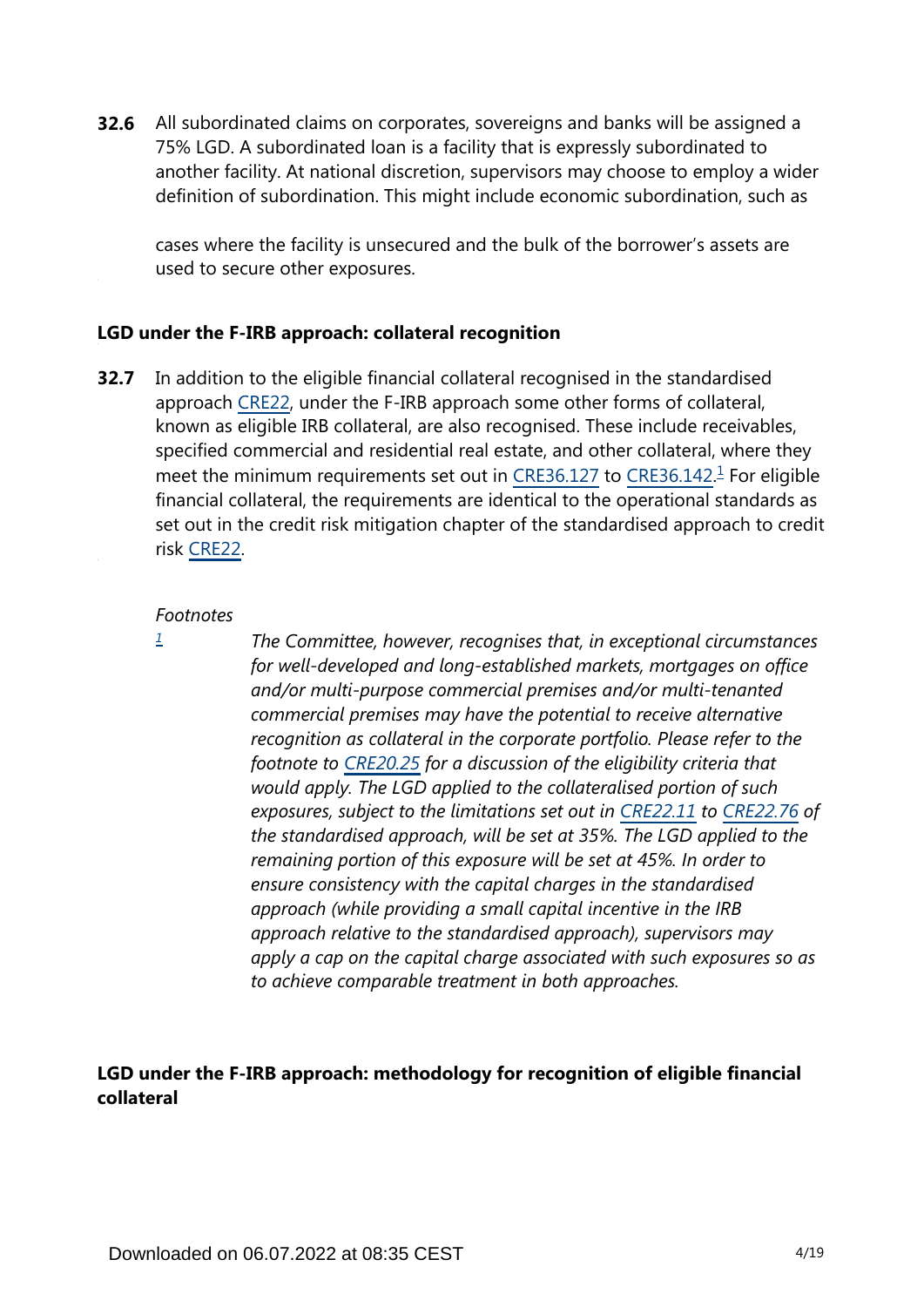**32.6** All subordinated claims on corporates, sovereigns and banks will be assigned a 75% LGD. A subordinated loan is a facility that is expressly subordinated to another facility. At national discretion, supervisors may choose to employ a wider definition of subordination. This might include economic subordination, such as cases where the facility is unsecured and the bulk of the borrower's assets are used to secure other exposures.

### LGD under the F-IRB approach: collateral recognition

**32.7** In addition to the eligible financial collateral recognised in the standardised approach CRE22, under the F-IRB approach some other forms of collateral, known as eligible IRB collateral, are also recognised. These include receivables, specified commercial and residential real estate, and other collateral, where they meet the minimum requirements set out in CRE36.127 to CRE36.142.[1] For eligible financial collateral, the requirements are identical to the operational standards as set out in the credit risk mitigation chapter of the standardised approach to credit risk CRE22.

*Footnotes*

[1] *The Committee, however, recognises that, in exceptional circumstances for well-developed and long-established markets, mortgages on office and/or multi-purpose commercial premises and/or multi-tenanted commercial premises may have the potential to receive alternative recognition as collateral in the corporate portfolio. Please refer to the footnote to CRE20.25 for a discussion of the eligibility criteria that would apply. The LGD applied to the collateralised portion of such exposures, subject to the limitations set out in CRE22.11 to CRE22.76 of the standardised approach, will be set at 35%. The LGD applied to the remaining portion of this exposure will be set at 45%. In order to ensure consistency with the capital charges in the standardised approach (while providing a small capital incentive in the IRB approach relative to the standardised approach), supervisors may apply a cap on the capital charge associated with such exposures so as to achieve comparable treatment in both approaches.*

### LGD under the F-IRB approach: methodology for recognition of eligible financial collateral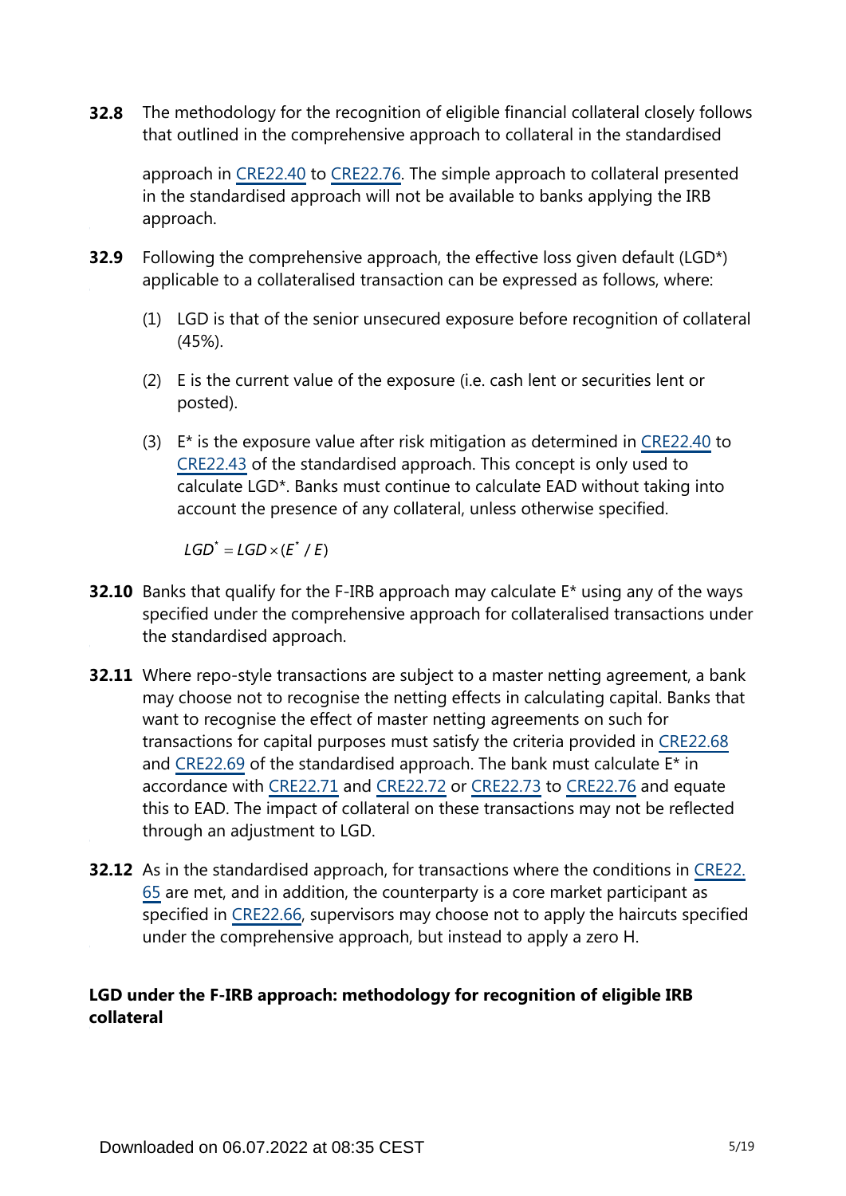**32.8** The methodology for the recognition of eligible financial collateral closely follows that outlined in the comprehensive approach to collateral in the standardised approach in CRE22.40 to CRE22.76. The simple approach to collateral presented in the standardised approach will not be available to banks applying the IRB approach.

**32.9** Following the comprehensive approach, the effective loss given default (LGD*) applicable to a collateralised transaction can be expressed as follows, where:

(1) LGD is that of the senior unsecured exposure before recognition of collateral (45%).

(2) E is the current value of the exposure (i.e. cash lent or securities lent or posted).

(3) E* is the exposure value after risk mitigation as determined in CRE22.40 to CRE22.43 of the standardised approach. This concept is only used to calculate LGD*. Banks must continue to calculate EAD without taking into account the presence of any collateral, unless otherwise specified.

$$LGD^{*} = LGD \times (E^{*} / E)$$

**32.10** Banks that qualify for the F-IRB approach may calculate E* using any of the ways specified under the comprehensive approach for collateralised transactions under the standardised approach.

**32.11** Where repo-style transactions are subject to a master netting agreement, a bank may choose not to recognise the netting effects in calculating capital. Banks that want to recognise the effect of master netting agreements on such transactions for capital purposes must satisfy the criteria provided in CRE22.68 and CRE22.69 of the standardised approach. The bank must calculate E* in accordance with CRE22.71 and CRE22.72 or CRE22.73 to CRE22.76 and equate this to EAD. The impact of collateral on these transactions may not be reflected through an adjustment to LGD.

**32.12** As in the standardised approach, for transactions where the conditions in CRE22.65 are met, and in addition, the counterparty is a core market participant as specified in CRE22.66, supervisors may choose not to apply the haircuts specified under the comprehensive approach, but instead to apply a zero H.

### LGD under the F-IRB approach: methodology for recognition of eligible IRB collateral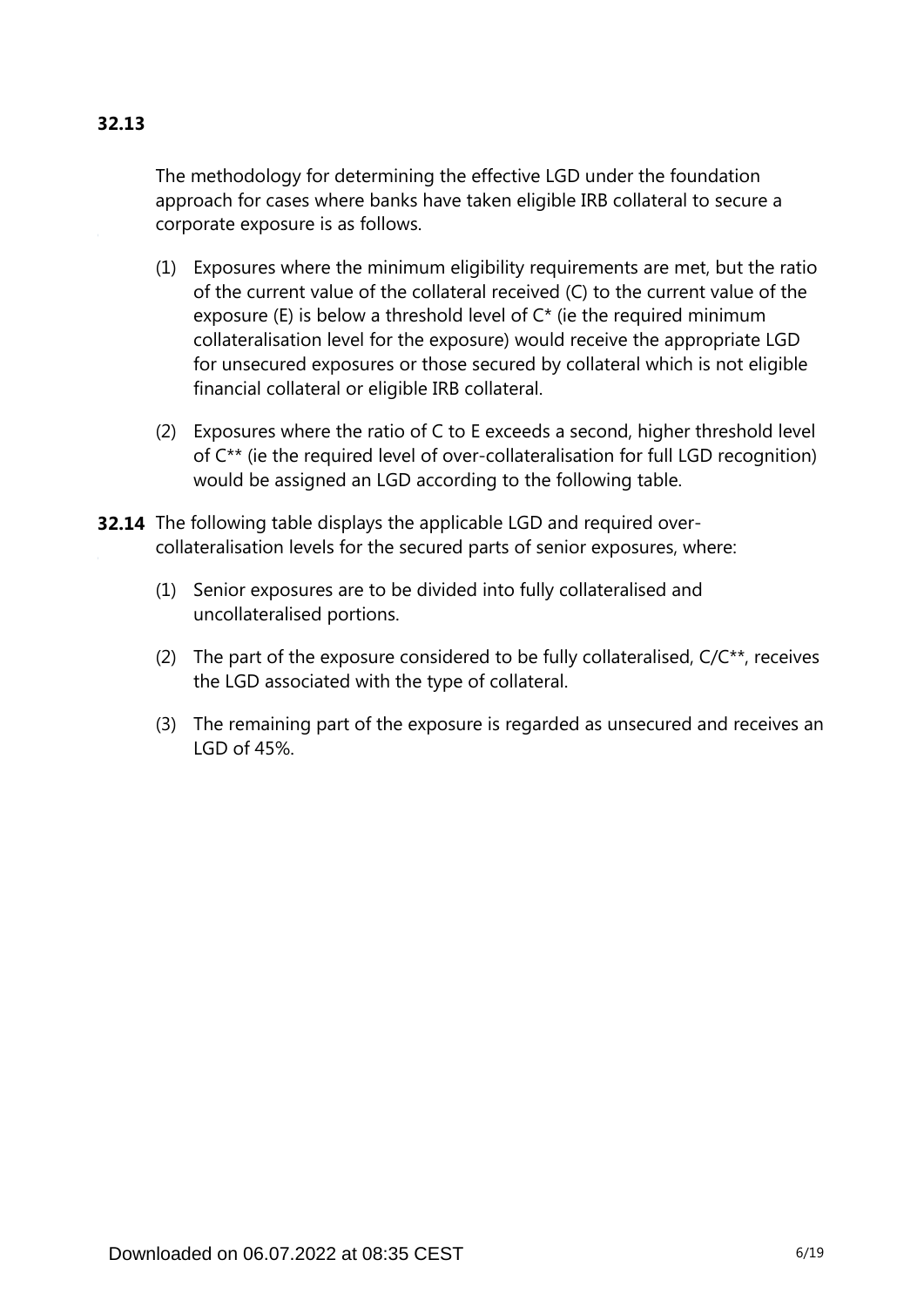**32.13**

The methodology for determining the effective LGD under the foundation approach for cases where banks have taken eligible IRB collateral to secure a corporate exposure is as follows.

(1) Exposures where the minimum eligibility requirements are met, but the ratio of the current value of the collateral received (C) to the current value of the exposure (E) is below a threshold level of C* (ie the required minimum collateralisation level for the exposure) would receive the appropriate LGD for unsecured exposures or those secured by collateral which is not eligible financial collateral or eligible IRB collateral.

(2) Exposures where the ratio of C to E exceeds a second, higher threshold level of C** (ie the required level of over-collateralisation for full LGD recognition) would be assigned an LGD according to the following table.

**32.14** The following table displays the applicable LGD and required over-collateralisation levels for the secured parts of senior exposures, where:

(1) Senior exposures are to be divided into fully collateralised and uncollateralised portions.

(2) The part of the exposure considered to be fully collateralised, C/C**, receives the LGD associated with the type of collateral.

(3) The remaining part of the exposure is regarded as unsecured and receives an LGD of 45%.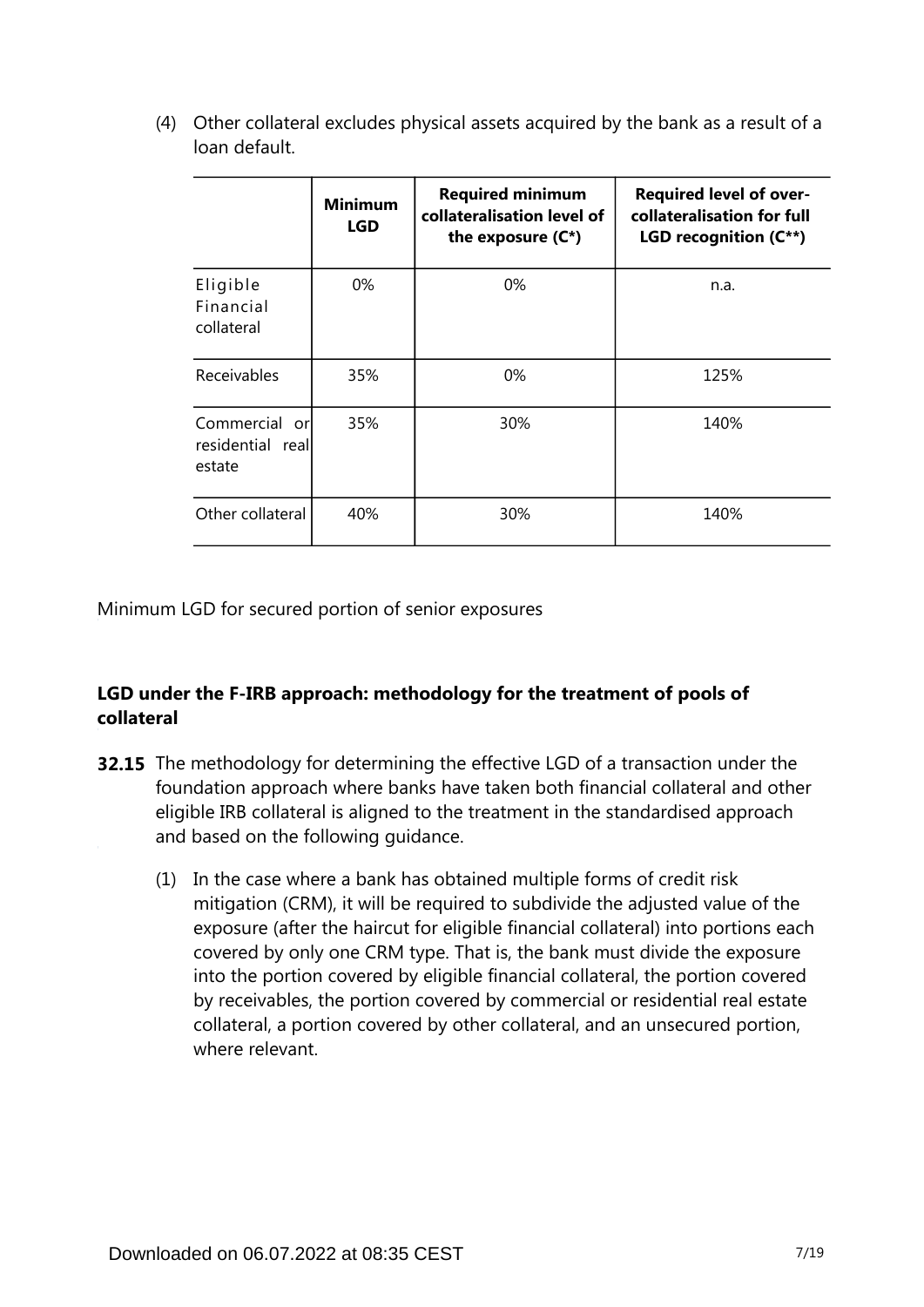(4) Other collateral excludes physical assets acquired by the bank as a result of a loan default.

| | Minimum LGD | Required minimum collateralisation level of the exposure (C*) | Required level of over-collateralisation for full LGD recognition (C**) |
|---|---|---|---|
| Eligible Financial collateral | 0% | 0% | n.a. |
| Receivables | 35% | 0% | 125% |
| Commercial or residential real estate | 35% | 30% | 140% |
| Other collateral | 40% | 30% | 140% |

Minimum LGD for secured portion of senior exposures

### LGD under the F-IRB approach: methodology for the treatment of pools of collateral

**32.15** The methodology for determining the effective LGD of a transaction under the foundation approach where banks have taken both financial collateral and other eligible IRB collateral is aligned to the treatment in the standardised approach and based on the following guidance.

(1) In the case where a bank has obtained multiple forms of credit risk mitigation (CRM), it will be required to subdivide the adjusted value of the exposure (after the haircut for eligible financial collateral) into portions each covered by only one CRM type. That is, the bank must divide the exposure into the portion covered by eligible financial collateral, the portion covered by receivables, the portion covered by commercial or residential real estate collateral, a portion covered by other collateral, and an unsecured portion, where relevant.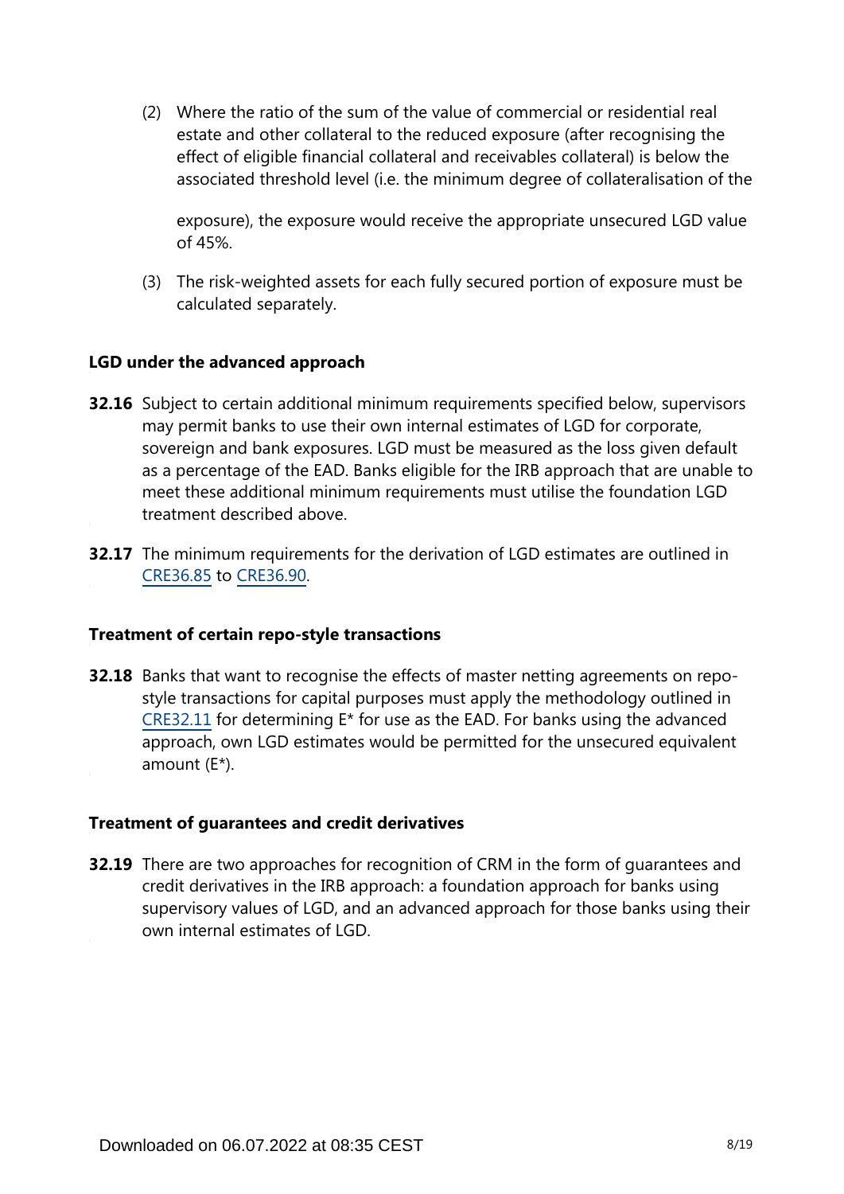(2) Where the ratio of the sum of the value of commercial or residential real estate and other collateral to the reduced exposure (after recognising the effect of eligible financial collateral and receivables collateral) is below the associated threshold level (i.e. the minimum degree of collateralisation of the exposure), the exposure would receive the appropriate unsecured LGD value of 45%.

(3) The risk-weighted assets for each fully secured portion of exposure must be calculated separately.

### LGD under the advanced approach

**32.16** Subject to certain additional minimum requirements specified below, supervisors may permit banks to use their own internal estimates of LGD for corporate, sovereign and bank exposures. LGD must be measured as the loss given default as a percentage of the EAD. Banks eligible for the IRB approach that are unable to meet these additional minimum requirements must utilise the foundation LGD treatment described above.

**32.17** The minimum requirements for the derivation of LGD estimates are outlined in CRE36.85 to CRE36.90.

### Treatment of certain repo-style transactions

**32.18** Banks that want to recognise the effects of master netting agreements on repo-style transactions for capital purposes must apply the methodology outlined in CRE32.11 for determining E* for use as the EAD. For banks using the advanced approach, own LGD estimates would be permitted for the unsecured equivalent amount (E*).

### Treatment of guarantees and credit derivatives

**32.19** There are two approaches for recognition of CRM in the form of guarantees and credit derivatives in the IRB approach: a foundation approach for banks using supervisory values of LGD, and an advanced approach for those banks using their own internal estimates of LGD.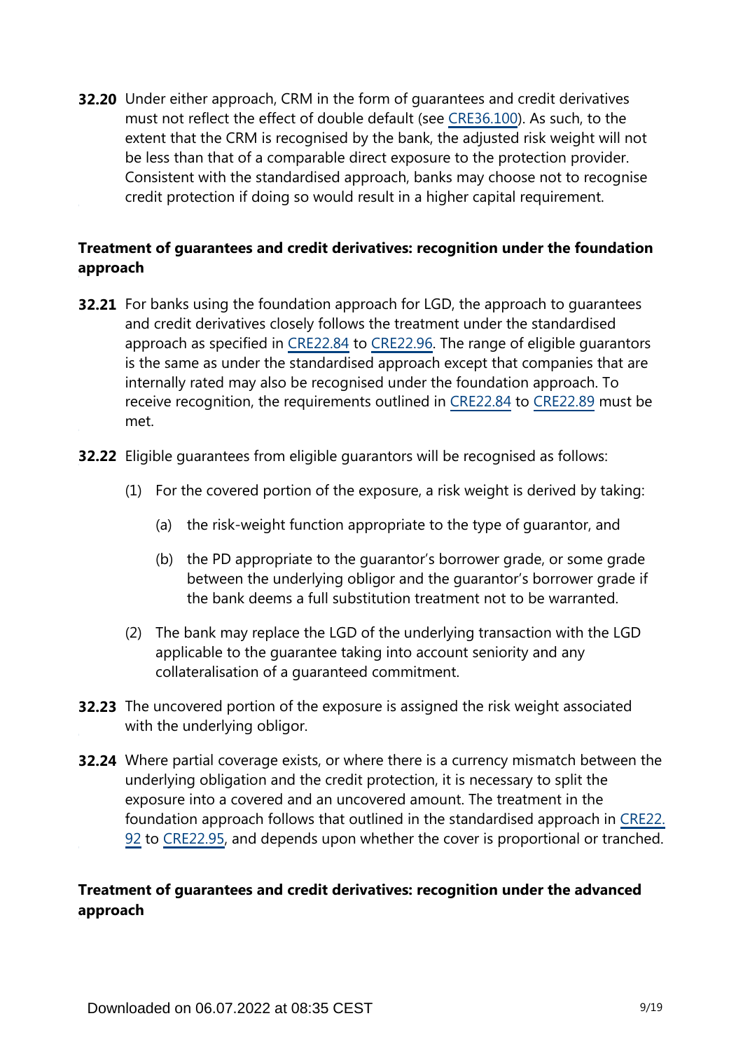**32.20** Under either approach, CRM in the form of guarantees and credit derivatives must not reflect the effect of double default (see CRE36.100). As such, to the extent that the CRM is recognised by the bank, the adjusted risk weight will not be less than that of a comparable direct exposure to the protection provider. Consistent with the standardised approach, banks may choose not to recognise credit protection if doing so would result in a higher capital requirement.

### Treatment of guarantees and credit derivatives: recognition under the foundation approach

**32.21** For banks using the foundation approach for LGD, the approach to guarantees and credit derivatives closely follows the treatment under the standardised approach as specified in CRE22.84 to CRE22.96. The range of eligible guarantors is the same as under the standardised approach except that companies that are internally rated may also be recognised under the foundation approach. To receive recognition, the requirements outlined in CRE22.84 to CRE22.89 must be met.

**32.22** Eligible guarantees from eligible guarantors will be recognised as follows:

(1) For the covered portion of the exposure, a risk weight is derived by taking:

   (a) the risk-weight function appropriate to the type of guarantor, and

   (b) the PD appropriate to the guarantor's borrower grade, or some grade between the underlying obligor and the guarantor's borrower grade if the bank deems a full substitution treatment not to be warranted.

(2) The bank may replace the LGD of the underlying transaction with the LGD applicable to the guarantee taking into account seniority and any collateralisation of a guaranteed commitment.

**32.23** The uncovered portion of the exposure is assigned the risk weight associated with the underlying obligor.

**32.24** Where partial coverage exists, or where there is a currency mismatch between the underlying obligation and the credit protection, it is necessary to split the exposure into a covered and an uncovered amount. The treatment in the foundation approach follows that outlined in the standardised approach in CRE22.92 to CRE22.95, and depends upon whether the cover is proportional or tranched.

### Treatment of guarantees and credit derivatives: recognition under the advanced approach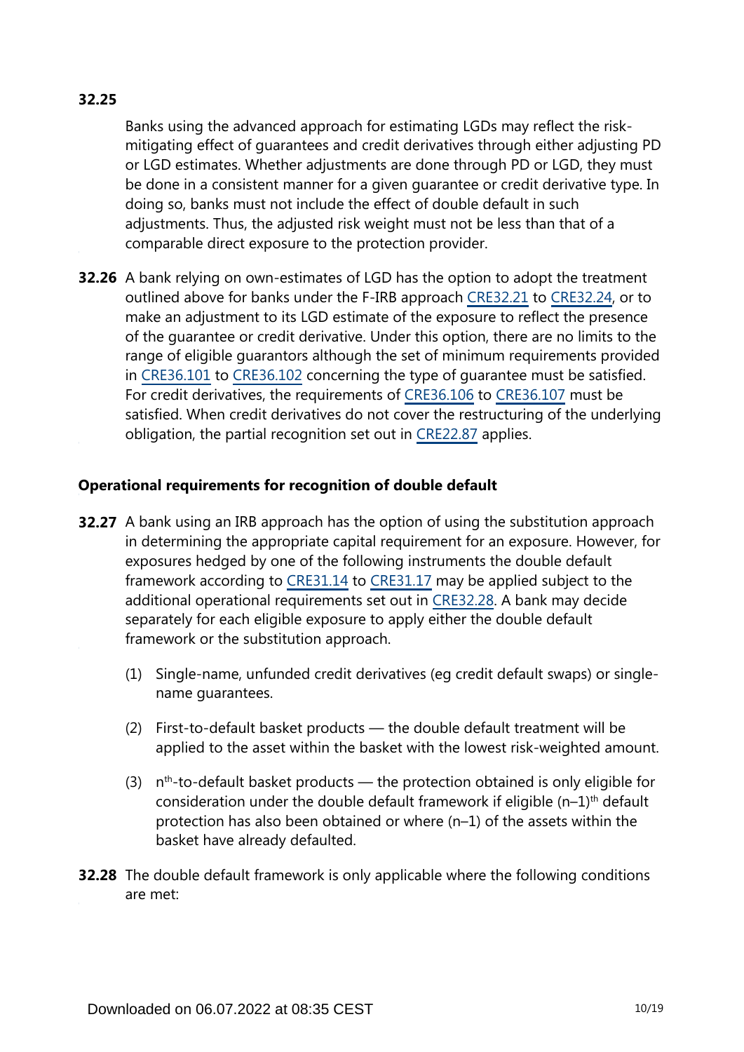**32.25** Banks using the advanced approach for estimating LGDs may reflect the risk-mitigating effect of guarantees and credit derivatives through either adjusting PD or LGD estimates. Whether adjustments are done through PD or LGD, they must be done in a consistent manner for a given guarantee or credit derivative type. In doing so, banks must not include the effect of double default in such adjustments. Thus, the adjusted risk weight must not be less than that of a comparable direct exposure to the protection provider.

**32.26** A bank relying on own-estimates of LGD has the option to adopt the treatment outlined above for banks under the F-IRB approach CRE32.21 to CRE32.24, or to make an adjustment to its LGD estimate of the exposure to reflect the presence of the guarantee or credit derivative. Under this option, there are no limits to the range of eligible guarantors although the set of minimum requirements provided in CRE36.101 to CRE36.102 concerning the type of guarantee must be satisfied. For credit derivatives, the requirements of CRE36.106 to CRE36.107 must be satisfied. When credit derivatives do not cover the restructuring of the underlying obligation, the partial recognition set out in CRE22.87 applies.

### Operational requirements for recognition of double default

**32.27** A bank using an IRB approach has the option of using the substitution approach in determining the appropriate capital requirement for an exposure. However, for exposures hedged by one of the following instruments the double default framework according to CRE31.14 to CRE31.17 may be applied subject to the additional operational requirements set out in CRE32.28. A bank may decide separately for each eligible exposure to apply either the double default framework or the substitution approach.

(1) Single-name, unfunded credit derivatives (eg credit default swaps) or single-name guarantees.

(2) First-to-default basket products — the double default treatment will be applied to the asset within the basket with the lowest risk-weighted amount.

(3) $n^{th}$-to-default basket products — the protection obtained is only eligible for consideration under the double default framework if eligible $(n–1)^{th}$ default protection has also been obtained or where (n–1) of the assets within the basket have already defaulted.

**32.28** The double default framework is only applicable where the following conditions are met: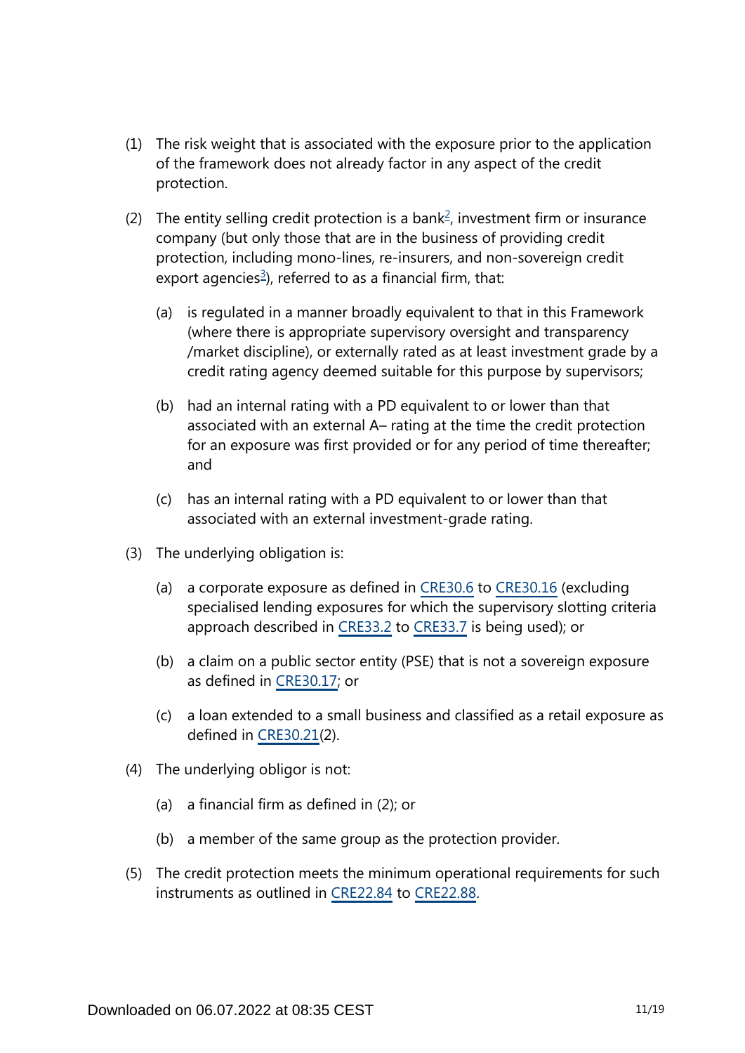(1) The risk weight that is associated with the exposure prior to the application of the framework does not already factor in any aspect of the credit protection.

(2) The entity selling credit protection is a bank[2], investment firm or insurance company (but only those that are in the business of providing credit protection, including mono-lines, re-insurers, and non-sovereign credit export agencies[3]), referred to as a financial firm, that:

  (a) is regulated in a manner broadly equivalent to that in this Framework (where there is appropriate supervisory oversight and transparency /market discipline), or externally rated as at least investment grade by a credit rating agency deemed suitable for this purpose by supervisors;

  (b) had an internal rating with a PD equivalent to or lower than that associated with an external A– rating at the time the credit protection for an exposure was first provided or for any period of time thereafter; and

  (c) has an internal rating with a PD equivalent to or lower than that associated with an external investment-grade rating.

(3) The underlying obligation is:

  (a) a corporate exposure as defined in CRE30.6 to CRE30.16 (excluding specialised lending exposures for which the supervisory slotting criteria approach described in CRE33.2 to CRE33.7 is being used); or

  (b) a claim on a public sector entity (PSE) that is not a sovereign exposure as defined in CRE30.17; or

  (c) a loan extended to a small business and classified as a retail exposure as defined in CRE30.21(2).

(4) The underlying obligor is not:

  (a) a financial firm as defined in (2); or

  (b) a member of the same group as the protection provider.

(5) The credit protection meets the minimum operational requirements for such instruments as outlined in CRE22.84 to CRE22.88.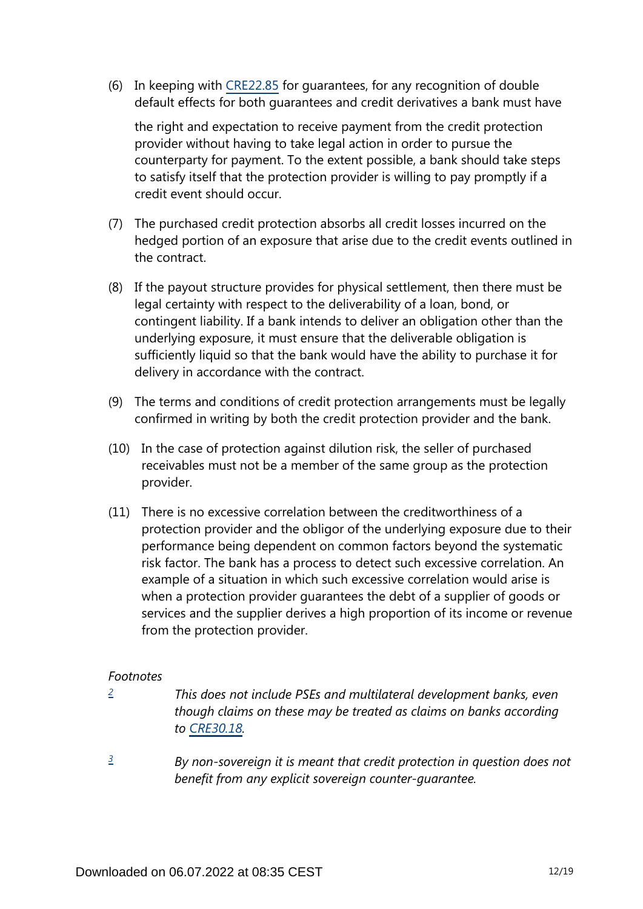(6) In keeping with CRE22.85 for guarantees, for any recognition of double default effects for both guarantees and credit derivatives a bank must have the right and expectation to receive payment from the credit protection provider without having to take legal action in order to pursue the counterparty for payment. To the extent possible, a bank should take steps to satisfy itself that the protection provider is willing to pay promptly if a credit event should occur.

(7) The purchased credit protection absorbs all credit losses incurred on the hedged portion of an exposure that arise due to the credit events outlined in the contract.

(8) If the payout structure provides for physical settlement, then there must be legal certainty with respect to the deliverability of a loan, bond, or contingent liability. If a bank intends to deliver an obligation other than the underlying exposure, it must ensure that the deliverable obligation is sufficiently liquid so that the bank would have the ability to purchase it for delivery in accordance with the contract.

(9) The terms and conditions of credit protection arrangements must be legally confirmed in writing by both the credit protection provider and the bank.

(10) In the case of protection against dilution risk, the seller of purchased receivables must not be a member of the same group as the protection provider.

(11) There is no excessive correlation between the creditworthiness of a protection provider and the obligor of the underlying exposure due to their performance being dependent on common factors beyond the systematic risk factor. The bank has a process to detect such excessive correlation. An example of a situation in which such excessive correlation would arise is when a protection provider guarantees the debt of a supplier of goods or services and the supplier derives a high proportion of its income or revenue from the protection provider.

*Footnotes*

[2] *This does not include PSEs and multilateral development banks, even though claims on these may be treated as claims on banks according to CRE30.18.*

[3] *By non-sovereign it is meant that credit protection in question does not benefit from any explicit sovereign counter-guarantee.*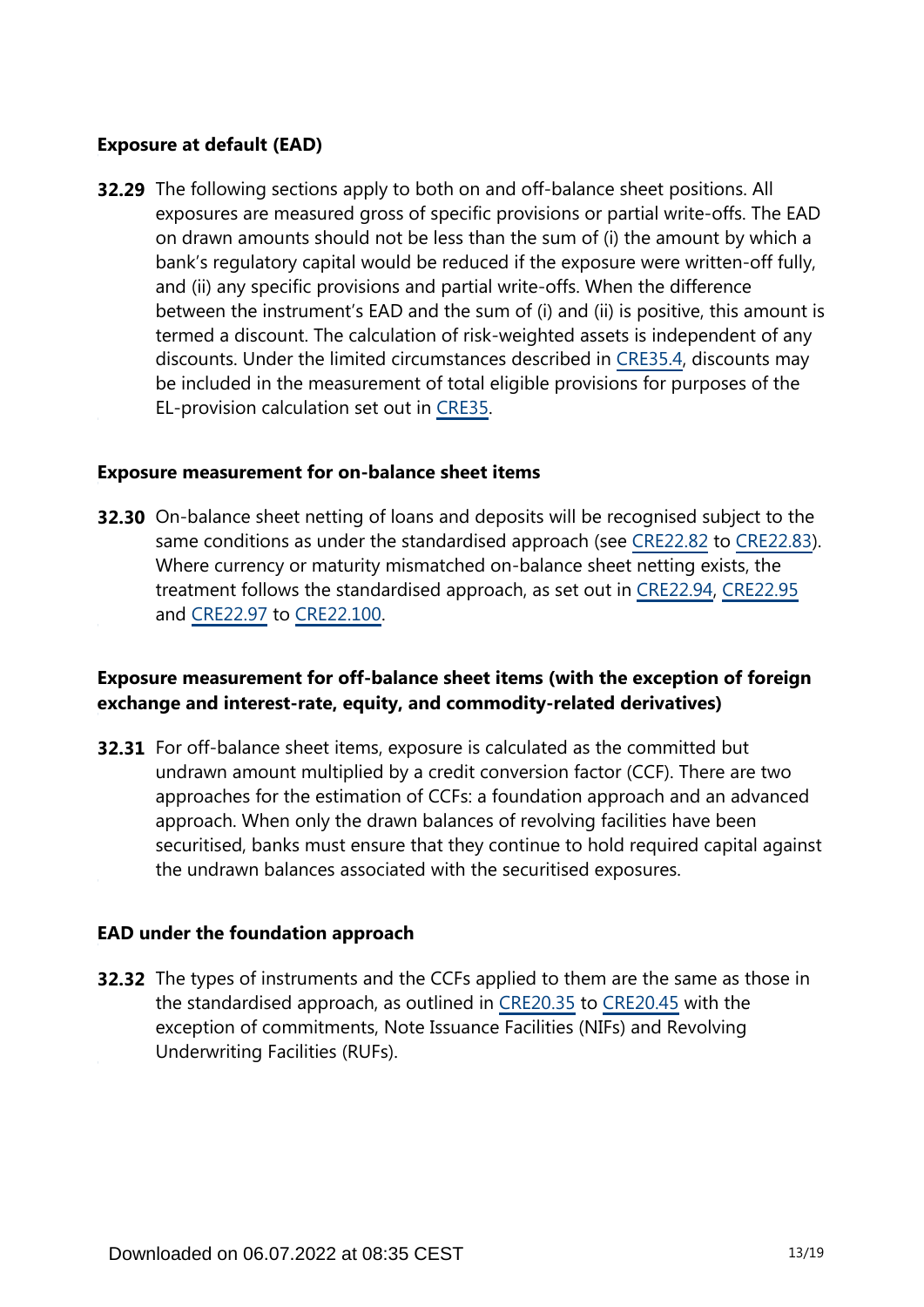### Exposure at default (EAD)

**32.29** The following sections apply to both on and off-balance sheet positions. All exposures are measured gross of specific provisions or partial write-offs. The EAD on drawn amounts should not be less than the sum of (i) the amount by which a bank's regulatory capital would be reduced if the exposure were written-off fully, and (ii) any specific provisions and partial write-offs. When the difference between the instrument's EAD and the sum of (i) and (ii) is positive, this amount is termed a discount. The calculation of risk-weighted assets is independent of any discounts. Under the limited circumstances described in CRE35.4, discounts may be included in the measurement of total eligible provisions for purposes of the EL-provision calculation set out in CRE35.

### Exposure measurement for on-balance sheet items

**32.30** On-balance sheet netting of loans and deposits will be recognised subject to the same conditions as under the standardised approach (see CRE22.82 to CRE22.83). Where currency or maturity mismatched on-balance sheet netting exists, the treatment follows the standardised approach, as set out in CRE22.94, CRE22.95 and CRE22.97 to CRE22.100.

### Exposure measurement for off-balance sheet items (with the exception of foreign exchange and interest-rate, equity, and commodity-related derivatives)

**32.31** For off-balance sheet items, exposure is calculated as the committed but undrawn amount multiplied by a credit conversion factor (CCF). There are two approaches for the estimation of CCFs: a foundation approach and an advanced approach. When only the drawn balances of revolving facilities have been securitised, banks must ensure that they continue to hold required capital against the undrawn balances associated with the securitised exposures.

### EAD under the foundation approach

**32.32** The types of instruments and the CCFs applied to them are the same as those in the standardised approach, as outlined in CRE20.35 to CRE20.45 with the exception of commitments, Note Issuance Facilities (NIFs) and Revolving Underwriting Facilities (RUFs).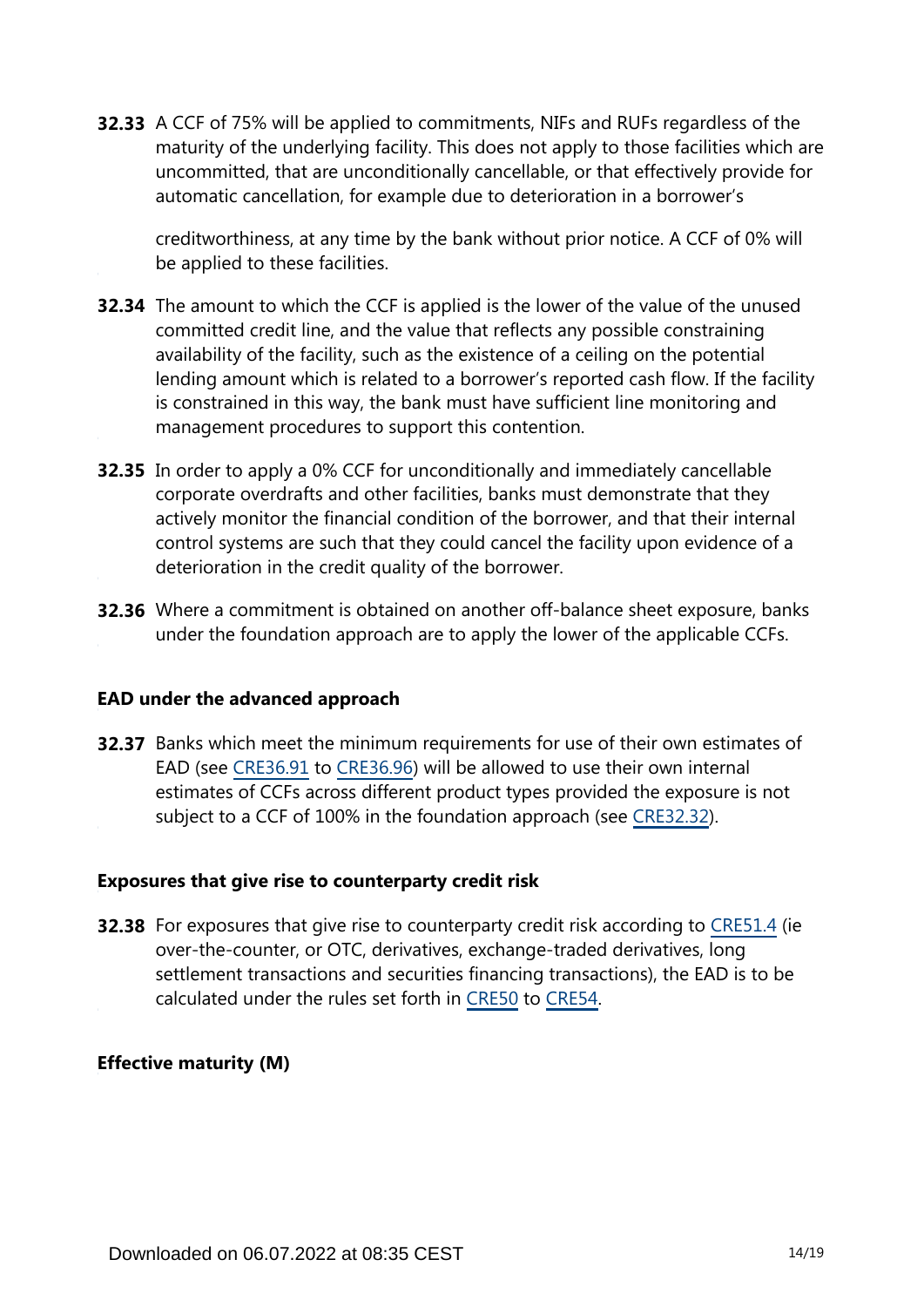**32.33** A CCF of 75% will be applied to commitments, NIFs and RUFs regardless of the maturity of the underlying facility. This does not apply to those facilities which are uncommitted, that are unconditionally cancellable, or that effectively provide for automatic cancellation, for example due to deterioration in a borrower's creditworthiness, at any time by the bank without prior notice. A CCF of 0% will be applied to these facilities.

**32.34** The amount to which the CCF is applied is the lower of the value of the unused committed credit line, and the value that reflects any possible constraining availability of the facility, such as the existence of a ceiling on the potential lending amount which is related to a borrower's reported cash flow. If the facility is constrained in this way, the bank must have sufficient line monitoring and management procedures to support this contention.

**32.35** In order to apply a 0% CCF for unconditionally and immediately cancellable corporate overdrafts and other facilities, banks must demonstrate that they actively monitor the financial condition of the borrower, and that their internal control systems are such that they could cancel the facility upon evidence of a deterioration in the credit quality of the borrower.

**32.36** Where a commitment is obtained on another off-balance sheet exposure, banks under the foundation approach are to apply the lower of the applicable CCFs.

### EAD under the advanced approach

**32.37** Banks which meet the minimum requirements for use of their own estimates of EAD (see CRE36.91 to CRE36.96) will be allowed to use their own internal estimates of CCFs across different product types provided the exposure is not subject to a CCF of 100% in the foundation approach (see CRE32.32).

### Exposures that give rise to counterparty credit risk

**32.38** For exposures that give rise to counterparty credit risk according to CRE51.4 (ie over-the-counter, or OTC, derivatives, exchange-traded derivatives, long settlement transactions and securities financing transactions), the EAD is to be calculated under the rules set forth in CRE50 to CRE54.

### Effective maturity (M)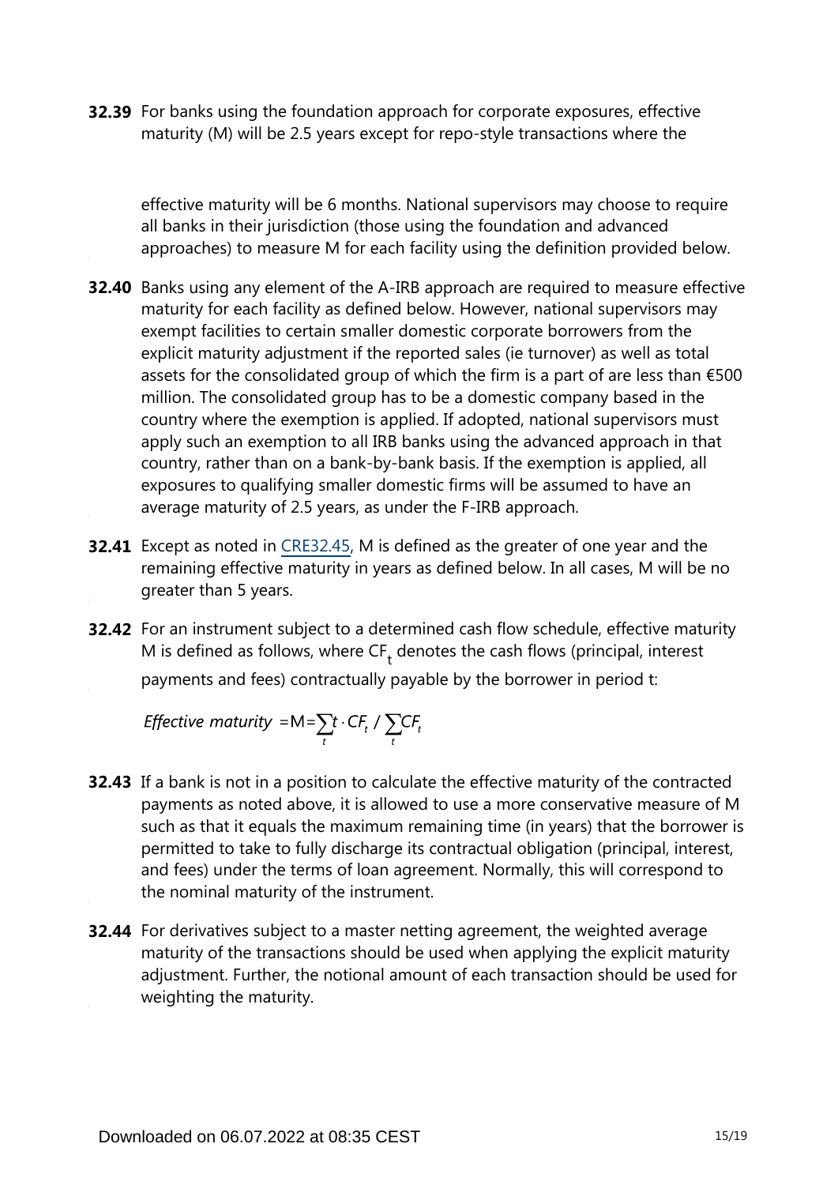**32.39** For banks using the foundation approach for corporate exposures, effective maturity (M) will be 2.5 years except for repo-style transactions where the effective maturity will be 6 months. National supervisors may choose to require all banks in their jurisdiction (those using the foundation and advanced approaches) to measure M for each facility using the definition provided below.

**32.40** Banks using any element of the A-IRB approach are required to measure effective maturity for each facility as defined below. However, national supervisors may exempt facilities to certain smaller domestic corporate borrowers from the explicit maturity adjustment if the reported sales (ie turnover) as well as total assets for the consolidated group of which the firm is a part of are less than €500 million. The consolidated group has to be a domestic company based in the country where the exemption is applied. If adopted, national supervisors must apply such an exemption to all IRB banks using the advanced approach in that country, rather than on a bank-by-bank basis. If the exemption is applied, all exposures to qualifying smaller domestic firms will be assumed to have an average maturity of 2.5 years, as under the F-IRB approach.

**32.41** Except as noted in [CRE32.45](#), M is defined as the greater of one year and the remaining effective maturity in years as defined below. In all cases, M will be no greater than 5 years.

**32.42** For an instrument subject to a determined cash flow schedule, effective maturity M is defined as follows, where $CF_t$ denotes the cash flows (principal, interest payments and fees) contractually payable by the borrower in period t:

$$\textit{Effective maturity} = \mathrm{M} = \sum_t t \cdot CF_t \,/\, \sum_t CF_t$$

**32.43** If a bank is not in a position to calculate the effective maturity of the contracted payments as noted above, it is allowed to use a more conservative measure of M such as that it equals the maximum remaining time (in years) that the borrower is permitted to take to fully discharge its contractual obligation (principal, interest, and fees) under the terms of loan agreement. Normally, this will correspond to the nominal maturity of the instrument.

**32.44** For derivatives subject to a master netting agreement, the weighted average maturity of the transactions should be used when applying the explicit maturity adjustment. Further, the notional amount of each transaction should be used for weighting the maturity.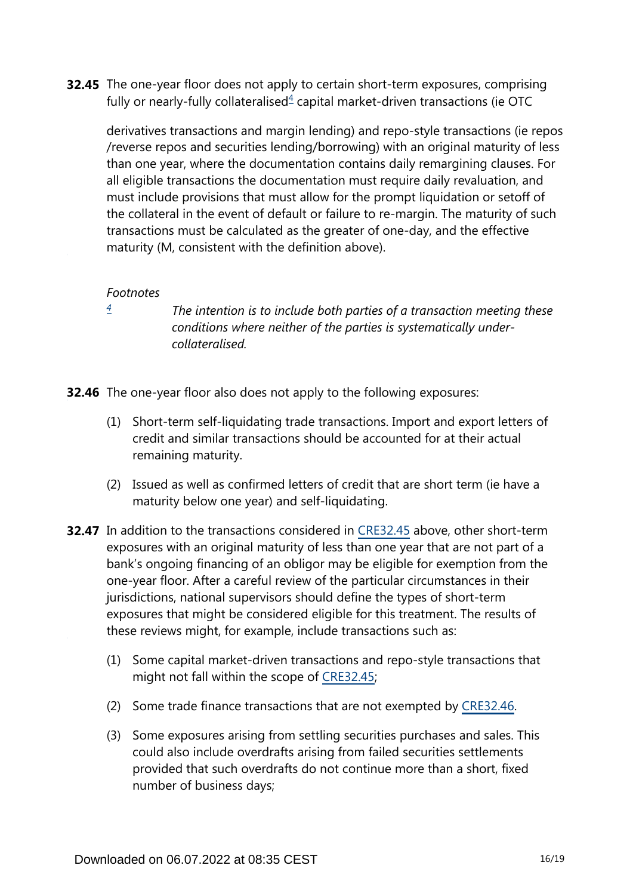**32.45** The one-year floor does not apply to certain short-term exposures, comprising fully or nearly-fully collateralised[4] capital market-driven transactions (ie OTC derivatives transactions and margin lending) and repo-style transactions (ie repos /reverse repos and securities lending/borrowing) with an original maturity of less than one year, where the documentation contains daily remargining clauses. For all eligible transactions the documentation must require daily revaluation, and must include provisions that must allow for the prompt liquidation or setoff of the collateral in the event of default or failure to re-margin. The maturity of such transactions must be calculated as the greater of one-day, and the effective maturity (M, consistent with the definition above).

*Footnotes*

[4] *The intention is to include both parties of a transaction meeting these conditions where neither of the parties is systematically under-collateralised.*

**32.46** The one-year floor also does not apply to the following exposures:

(1) Short-term self-liquidating trade transactions. Import and export letters of credit and similar transactions should be accounted for at their actual remaining maturity.

(2) Issued as well as confirmed letters of credit that are short term (ie have a maturity below one year) and self-liquidating.

**32.47** In addition to the transactions considered in CRE32.45 above, other short-term exposures with an original maturity of less than one year that are not part of a bank's ongoing financing of an obligor may be eligible for exemption from the one-year floor. After a careful review of the particular circumstances in their jurisdictions, national supervisors should define the types of short-term exposures that might be considered eligible for this treatment. The results of these reviews might, for example, include transactions such as:

(1) Some capital market-driven transactions and repo-style transactions that might not fall within the scope of CRE32.45;

(2) Some trade finance transactions that are not exempted by CRE32.46.

(3) Some exposures arising from settling securities purchases and sales. This could also include overdrafts arising from failed securities settlements provided that such overdrafts do not continue more than a short, fixed number of business days;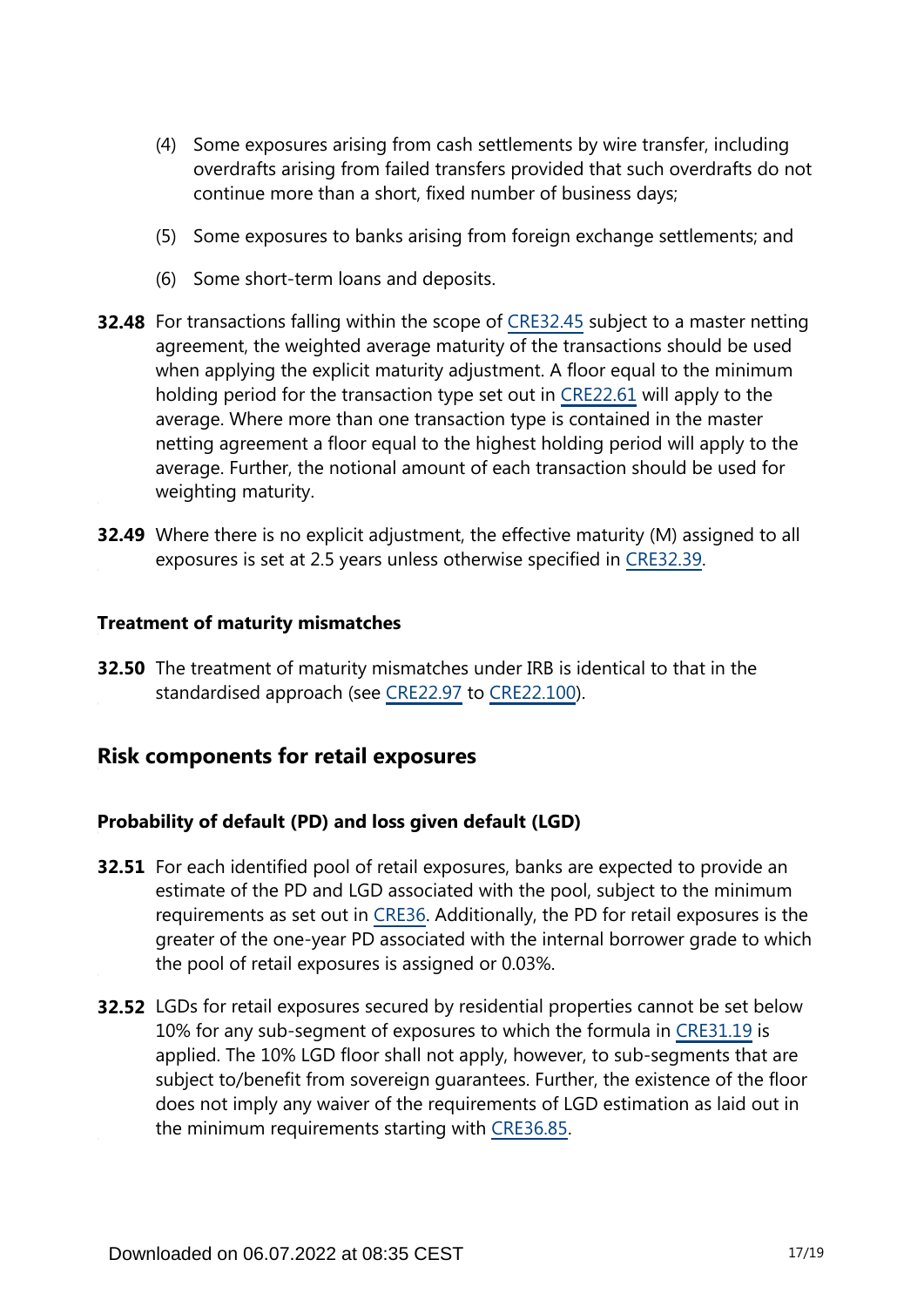(4) Some exposures arising from cash settlements by wire transfer, including overdrafts arising from failed transfers provided that such overdrafts do not continue more than a short, fixed number of business days;

(5) Some exposures to banks arising from foreign exchange settlements; and

(6) Some short-term loans and deposits.

**32.48** For transactions falling within the scope of CRE32.45 subject to a master netting agreement, the weighted average maturity of the transactions should be used when applying the explicit maturity adjustment. A floor equal to the minimum holding period for the transaction type set out in CRE22.61 will apply to the average. Where more than one transaction type is contained in the master netting agreement a floor equal to the highest holding period will apply to the average. Further, the notional amount of each transaction should be used for weighting maturity.

**32.49** Where there is no explicit adjustment, the effective maturity (M) assigned to all exposures is set at 2.5 years unless otherwise specified in CRE32.39.

### Treatment of maturity mismatches

**32.50** The treatment of maturity mismatches under IRB is identical to that in the standardised approach (see CRE22.97 to CRE22.100).

## Risk components for retail exposures

### Probability of default (PD) and loss given default (LGD)

**32.51** For each identified pool of retail exposures, banks are expected to provide an estimate of the PD and LGD associated with the pool, subject to the minimum requirements as set out in CRE36. Additionally, the PD for retail exposures is the greater of the one-year PD associated with the internal borrower grade to which the pool of retail exposures is assigned or 0.03%.

**32.52** LGDs for retail exposures secured by residential properties cannot be set below 10% for any sub-segment of exposures to which the formula in CRE31.19 is applied. The 10% LGD floor shall not apply, however, to sub-segments that are subject to/benefit from sovereign guarantees. Further, the existence of the floor does not imply any waiver of the requirements of LGD estimation as laid out in the minimum requirements starting with CRE36.85.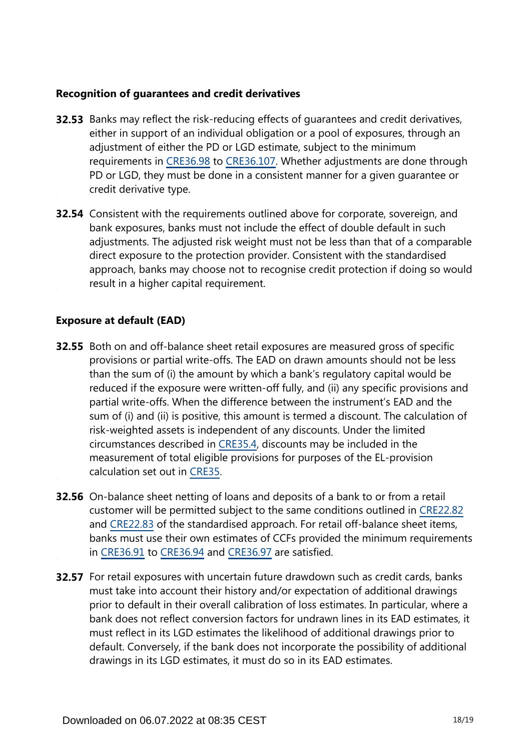### Recognition of guarantees and credit derivatives

**32.53** Banks may reflect the risk-reducing effects of guarantees and credit derivatives, either in support of an individual obligation or a pool of exposures, through an adjustment of either the PD or LGD estimate, subject to the minimum requirements in CRE36.98 to CRE36.107. Whether adjustments are done through PD or LGD, they must be done in a consistent manner for a given guarantee or credit derivative type.

**32.54** Consistent with the requirements outlined above for corporate, sovereign, and bank exposures, banks must not include the effect of double default in such adjustments. The adjusted risk weight must not be less than that of a comparable direct exposure to the protection provider. Consistent with the standardised approach, banks may choose not to recognise credit protection if doing so would result in a higher capital requirement.

### Exposure at default (EAD)

**32.55** Both on and off-balance sheet retail exposures are measured gross of specific provisions or partial write-offs. The EAD on drawn amounts should not be less than the sum of (i) the amount by which a bank's regulatory capital would be reduced if the exposure were written-off fully, and (ii) any specific provisions and partial write-offs. When the difference between the instrument's EAD and the sum of (i) and (ii) is positive, this amount is termed a discount. The calculation of risk-weighted assets is independent of any discounts. Under the limited circumstances described in CRE35.4, discounts may be included in the measurement of total eligible provisions for purposes of the EL-provision calculation set out in CRE35.

**32.56** On-balance sheet netting of loans and deposits of a bank to or from a retail customer will be permitted subject to the same conditions outlined in CRE22.82 and CRE22.83 of the standardised approach. For retail off-balance sheet items, banks must use their own estimates of CCFs provided the minimum requirements in CRE36.91 to CRE36.94 and CRE36.97 are satisfied.

**32.57** For retail exposures with uncertain future drawdown such as credit cards, banks must take into account their history and/or expectation of additional drawings prior to default in their overall calibration of loss estimates. In particular, where a bank does not reflect conversion factors for undrawn lines in its EAD estimates, it must reflect in its LGD estimates the likelihood of additional drawings prior to default. Conversely, if the bank does not incorporate the possibility of additional drawings in its LGD estimates, it must do so in its EAD estimates.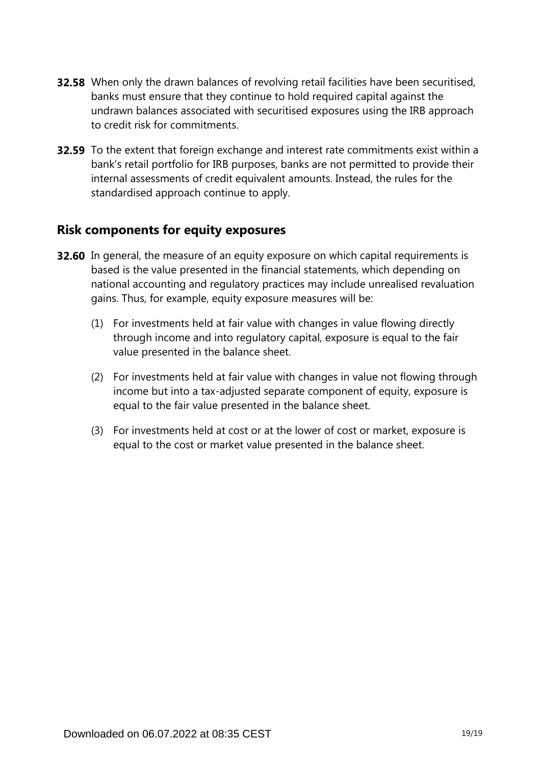**32.58** When only the drawn balances of revolving retail facilities have been securitised, banks must ensure that they continue to hold required capital against the undrawn balances associated with securitised exposures using the IRB approach to credit risk for commitments.

**32.59** To the extent that foreign exchange and interest rate commitments exist within a bank's retail portfolio for IRB purposes, banks are not permitted to provide their internal assessments of credit equivalent amounts. Instead, the rules for the standardised approach continue to apply.

## Risk components for equity exposures

**32.60** In general, the measure of an equity exposure on which capital requirements is based is the value presented in the financial statements, which depending on national accounting and regulatory practices may include unrealised revaluation gains. Thus, for example, equity exposure measures will be:

(1) For investments held at fair value with changes in value flowing directly through income and into regulatory capital, exposure is equal to the fair value presented in the balance sheet.

(2) For investments held at fair value with changes in value not flowing through income but into a tax-adjusted separate component of equity, exposure is equal to the fair value presented in the balance sheet.

(3) For investments held at cost or at the lower of cost or market, exposure is equal to the cost or market value presented in the balance sheet.